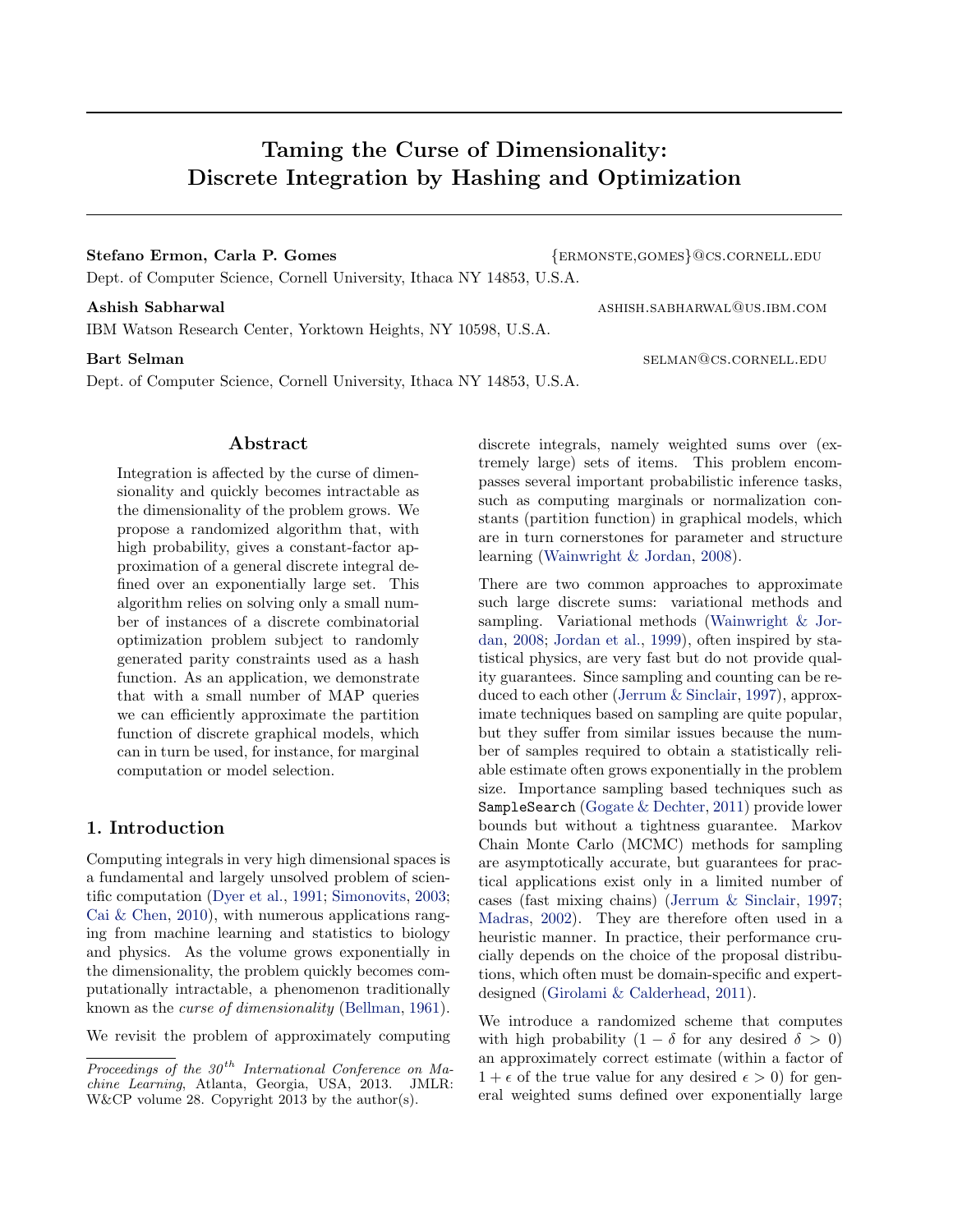# Taming the Curse of Dimensionality: Discrete Integration by Hashing and Optimization

**Stefano Ermon, Carla P. Gomes** {ERMONSTE,GOMES}@CS.CORNELL.EDU

Dept. of Computer Science, Cornell University, Ithaca NY 14853, U.S.A.

**Ashish Sabharwal** ASHISH.SABHARWAL@US.IBM.COM

IBM Watson Research Center, Yorktown Heights, NY 10598, U.S.A.

**Bart Selman** SELMAN@CS.CORNELL.EDU

Dept. of Computer Science, Cornell University, Ithaca NY 14853, U.S.A.

## Abstract

Integration is affected by the curse of dimensionality and quickly becomes intractable as the dimensionality of the problem grows. We propose a randomized algorithm that, with high probability, gives a constant-factor approximation of a general discrete integral defined over an exponentially large set. This algorithm relies on solving only a small number of instances of a discrete combinatorial optimization problem subject to randomly generated parity constraints used as a hash function. As an application, we demonstrate that with a small number of MAP queries we can efficiently approximate the partition function of discrete graphical models, which can in turn be used, for instance, for marginal computation or model selection.

## 1. Introduction

Computing integrals in very high dimensional spaces is a fundamental and largely unsolved problem of scientific computation (Dyer et al., 1991; Simonovits, 2003; Cai & Chen, 2010), with numerous applications ranging from machine learning and statistics to biology and physics. As the volume grows exponentially in the dimensionality, the problem quickly becomes computationally intractable, a phenomenon traditionally known as the *curse of dimensionality* (Bellman, 1961).

We revisit the problem of approximately computing discrete integrals, namely weighted sums over (extremely large) sets of items. This problem encompasses several important probabilistic inference tasks, such as computing marginals or normalization constants (partition function) in graphical models, which are in turn cornerstones for parameter and structure learning (Wainwright & Jordan, 2008).

There are two common approaches to approximate such large discrete sums: variational methods and sampling. Variational methods (Wainwright & Jordan, 2008; Jordan et al., 1999), often inspired by statistical physics, are very fast but do not provide quality guarantees. Since sampling and counting can be reduced to each other (Jerrum & Sinclair, 1997), approximate techniques based on sampling are quite popular, but they suffer from similar issues because the number of samples required to obtain a statistically reliable estimate often grows exponentially in the problem size. Importance sampling based techniques such as `SampleSearch` (Gogate & Dechter, 2011) provide lower bounds but without a tightness guarantee. Markov Chain Monte Carlo (MCMC) methods for sampling are asymptotically accurate, but guarantees for practical applications exist only in a limited number of cases (fast mixing chains) (Jerrum & Sinclair, 1997; Madras, 2002). They are therefore often used in a heuristic manner. In practice, their performance crucially depends on the choice of the proposal distributions, which often must be domain-specific and expert-designed (Girolami & Calderhead, 2011).

We introduce a randomized scheme that computes with high probability ($1 - \delta$ for any desired $\delta > 0$) an approximately correct estimate (within a factor of $1 + \epsilon$ of the true value for any desired $\epsilon > 0$) for general weighted sums defined over exponentially large

*Proceedings of the 30th International Conference on Machine Learning*, Atlanta, Georgia, USA, 2013. JMLR: W&CP volume 28. Copyright 2013 by the author(s).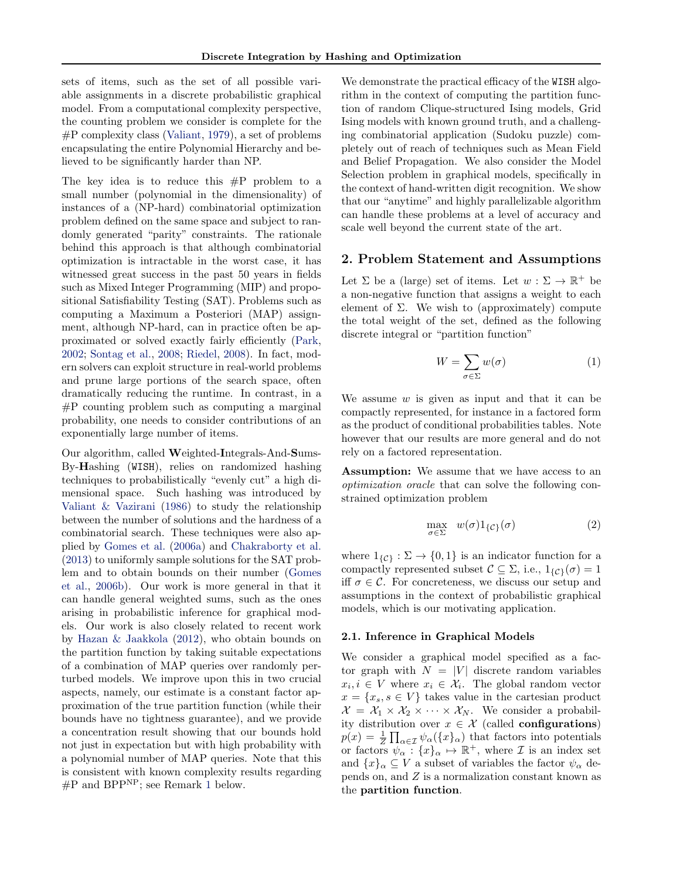sets of items, such as the set of all possible variable assignments in a discrete probabilistic graphical model. From a computational complexity perspective, the counting problem we consider is complete for the #P complexity class (Valiant, 1979), a set of problems encapsulating the entire Polynomial Hierarchy and believed to be significantly harder than NP.

The key idea is to reduce this #P problem to a small number (polynomial in the dimensionality) of instances of a (NP-hard) combinatorial optimization problem defined on the same space and subject to randomly generated "parity" constraints. The rationale behind this approach is that although combinatorial optimization is intractable in the worst case, it has witnessed great success in the past 50 years in fields such as Mixed Integer Programming (MIP) and propositional Satisfiability Testing (SAT). Problems such as computing a Maximum a Posteriori (MAP) assignment, although NP-hard, can in practice often be approximated or solved exactly fairly efficiently (Park, 2002; Sontag et al., 2008; Riedel, 2008). In fact, modern solvers can exploit structure in real-world problems and prune large portions of the search space, often dramatically reducing the runtime. In contrast, in a #P counting problem such as computing a marginal probability, one needs to consider contributions of an exponentially large number of items.

Our algorithm, called **W**eighted-**I**ntegrals-And-**S**ums-By-**H**ashing (WISH), relies on randomized hashing techniques to probabilistically "evenly cut" a high dimensional space. Such hashing was introduced by Valiant & Vazirani (1986) to study the relationship between the number of solutions and the hardness of a combinatorial search. These techniques were also applied by Gomes et al. (2006a) and Chakraborty et al. (2013) to uniformly sample solutions for the SAT problem and to obtain bounds on their number (Gomes et al., 2006b). Our work is more general in that it can handle general weighted sums, such as the ones arising in probabilistic inference for graphical models. Our work is also closely related to recent work by Hazan & Jaakkola (2012), who obtain bounds on the partition function by taking suitable expectations of a combination of MAP queries over randomly perturbed models. We improve upon this in two crucial aspects, namely, our estimate is a constant factor approximation of the true partition function (while their bounds have no tightness guarantee), and we provide a concentration result showing that our bounds hold not just in expectation but with high probability with a polynomial number of MAP queries. Note that this is consistent with known complexity results regarding #P and $\text{BPP}^{\text{NP}}$; see Remark 1 below.

We demonstrate the practical efficacy of the WISH algorithm in the context of computing the partition function of random Clique-structured Ising models, Grid Ising models with known ground truth, and a challenging combinatorial application (Sudoku puzzle) completely out of reach of techniques such as Mean Field and Belief Propagation. We also consider the Model Selection problem in graphical models, specifically in the context of hand-written digit recognition. We show that our "anytime" and highly parallelizable algorithm can handle these problems at a level of accuracy and scale well beyond the current state of the art.

## 2. Problem Statement and Assumptions

Let $\Sigma$ be a (large) set of items. Let $w : \Sigma \to \mathbb{R}^+$ be a non-negative function that assigns a weight to each element of $\Sigma$. We wish to (approximately) compute the total weight of the set, defined as the following discrete integral or "partition function"

$$W = \sum_{\sigma \in \Sigma} w(\sigma) \tag{1}$$

We assume $w$ is given as input and that it can be compactly represented, for instance in a factored form as the product of conditional probabilities tables. Note however that our results are more general and do not rely on a factored representation.

**Assumption:** We assume that we have access to an *optimization oracle* that can solve the following constrained optimization problem

$$\max_{\sigma \in \Sigma} \quad w(\sigma) 1_{\{\mathcal{C}\}}(\sigma) \tag{2}$$

where $1_{\{\mathcal{C}\}} : \Sigma \to \{0, 1\}$ is an indicator function for a compactly represented subset $\mathcal{C} \subseteq \Sigma$, i.e., $1_{\{\mathcal{C}\}}(\sigma) = 1$ iff $\sigma \in \mathcal{C}$. For concreteness, we discuss our setup and assumptions in the context of probabilistic graphical models, which is our motivating application.

### 2.1. Inference in Graphical Models

We consider a graphical model specified as a factor graph with $N = |V|$ discrete random variables $x_i, i \in V$ where $x_i \in \mathcal{X}_i$. The global random vector $x = \{x_s, s \in V\}$ takes value in the cartesian product $\mathcal{X} = \mathcal{X}_1 \times \mathcal{X}_2 \times \cdots \times \mathcal{X}_N$. We consider a probability distribution over $x \in \mathcal{X}$ (called **configurations**) $p(x) = \frac{1}{Z} \prod_{\alpha \in \mathcal{I}} \psi_\alpha(\{x\}_\alpha)$ that factors into potentials or factors $\psi_\alpha : \{x\}_\alpha \mapsto \mathbb{R}^+$, where $\mathcal{I}$ is an index set and $\{x\}_\alpha \subseteq V$ a subset of variables the factor $\psi_\alpha$ depends on, and $Z$ is a normalization constant known as the **partition function**.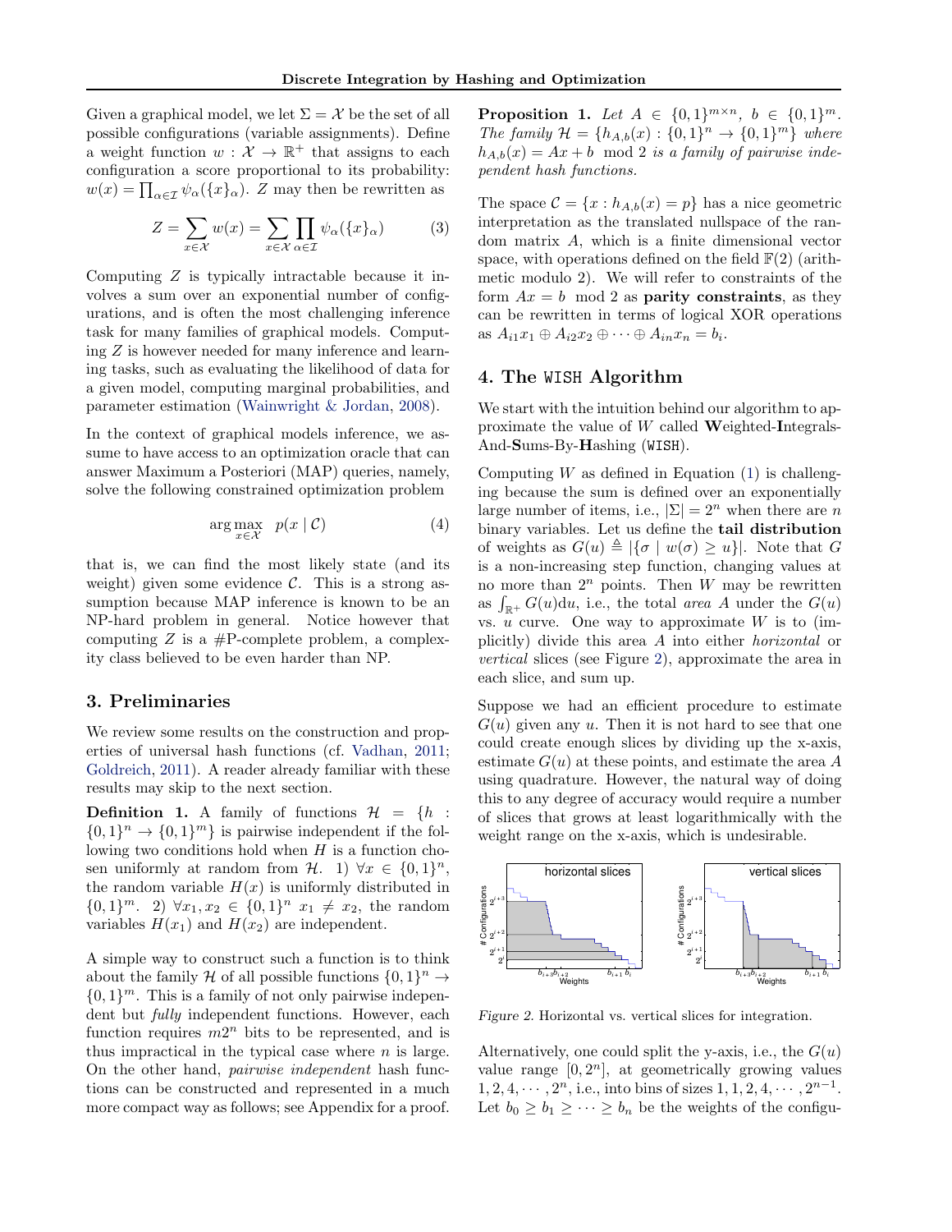Given a graphical model, we let $\Sigma = \mathcal{X}$ be the set of all possible configurations (variable assignments). Define a weight function $w : \mathcal{X} \to \mathbb{R}^+$ that assigns to each configuration a score proportional to its probability: $w(x) = \prod_{\alpha \in \mathcal{I}} \psi_\alpha(\{x\}_\alpha)$. $Z$ may then be rewritten as

$$Z = \sum_{x \in \mathcal{X}} w(x) = \sum_{x \in \mathcal{X}} \prod_{\alpha \in \mathcal{I}} \psi_\alpha(\{x\}_\alpha) \tag{3}$$

Computing $Z$ is typically intractable because it involves a sum over an exponential number of configurations, and is often the most challenging inference task for many families of graphical models. Computing $Z$ is however needed for many inference and learning tasks, such as evaluating the likelihood of data for a given model, computing marginal probabilities, and parameter estimation (Wainwright & Jordan, 2008).

In the context of graphical models inference, we assume to have access to an optimization oracle that can answer Maximum a Posteriori (MAP) queries, namely, solve the following constrained optimization problem

$$\arg\max_{x \in \mathcal{X}} \quad p(x \mid \mathcal{C}) \tag{4}$$

that is, we can find the most likely state (and its weight) given some evidence $\mathcal{C}$. This is a strong assumption because MAP inference is known to be an NP-hard problem in general. Notice however that computing $Z$ is a #P-complete problem, a complexity class believed to be even harder than NP.

## 3. Preliminaries

We review some results on the construction and properties of universal hash functions (cf. Vadhan, 2011; Goldreich, 2011). A reader already familiar with these results may skip to the next section.

**Definition 1.** A family of functions $\mathcal{H} = \{h : \{0,1\}^n \to \{0,1\}^m\}$ is pairwise independent if the following two conditions hold when $H$ is a function chosen uniformly at random from $\mathcal{H}$. 1) $\forall x \in \{0,1\}^n$, the random variable $H(x)$ is uniformly distributed in $\{0,1\}^m$. 2) $\forall x_1, x_2 \in \{0,1\}^n$ $x_1 \neq x_2$, the random variables $H(x_1)$ and $H(x_2)$ are independent.

A simple way to construct such a function is to think about the family $\mathcal{H}$ of all possible functions $\{0,1\}^n \to \{0,1\}^m$. This is a family of not only pairwise independent but *fully* independent functions. However, each function requires $m2^n$ bits to be represented, and is thus impractical in the typical case where $n$ is large. On the other hand, *pairwise independent* hash functions can be constructed and represented in a much more compact way as follows; see Appendix for a proof.

**Proposition 1.** *Let $A \in \{0,1\}^{m \times n}$, $b \in \{0,1\}^m$. The family $\mathcal{H} = \{h_{A,b}(x) : \{0,1\}^n \to \{0,1\}^m\}$ where $h_{A,b}(x) = Ax + b \mod 2$ is a family of pairwise independent hash functions.*

The space $\mathcal{C} = \{x : h_{A,b}(x) = p\}$ has a nice geometric interpretation as the translated nullspace of the random matrix $A$, which is a finite dimensional vector space, with operations defined on the field $\mathbb{F}(2)$ (arithmetic modulo 2). We will refer to constraints of the form $Ax = b \mod 2$ as **parity constraints**, as they can be rewritten in terms of logical XOR operations as $A_{i1}x_1 \oplus A_{i2}x_2 \oplus \cdots \oplus A_{in}x_n = b_i$.

## 4. The WISH Algorithm

We start with the intuition behind our algorithm to approximate the value of $W$ called **W**eighted-**I**ntegrals-And-**S**ums-By-**H**ashing (WISH).

Computing $W$ as defined in Equation (1) is challenging because the sum is defined over an exponentially large number of items, i.e., $|\Sigma| = 2^n$ when there are $n$ binary variables. Let us define the **tail distribution** of weights as $G(u) \triangleq |\{\sigma \mid w(\sigma) \geq u\}|$. Note that $G$ is a non-increasing step function, changing values at no more than $2^n$ points. Then $W$ may be rewritten as $\int_{\mathbb{R}^+} G(u)du$, i.e., the total *area* $A$ under the $G(u)$ vs. $u$ curve. One way to approximate $W$ is to (implicitly) divide this area $A$ into either *horizontal* or *vertical* slices (see Figure 2), approximate the area in each slice, and sum up.

Suppose we had an efficient procedure to estimate $G(u)$ given any $u$. Then it is not hard to see that one could create enough slices by dividing up the x-axis, estimate $G(u)$ at these points, and estimate the area $A$ using quadrature. However, the natural way of doing this to any degree of accuracy would require a number of slices that grows at least logarithmically with the weight range on the x-axis, which is undesirable.

*Figure 2.* Horizontal vs. vertical slices for integration.

Alternatively, one could split the y-axis, i.e., the $G(u)$ value range $[0, 2^n]$, at geometrically growing values $1, 2, 4, \cdots, 2^n$, i.e., into bins of sizes $1, 1, 2, 4, \cdots, 2^{n-1}$. Let $b_0 \geq b_1 \geq \cdots \geq b_n$ be the weights of the configu-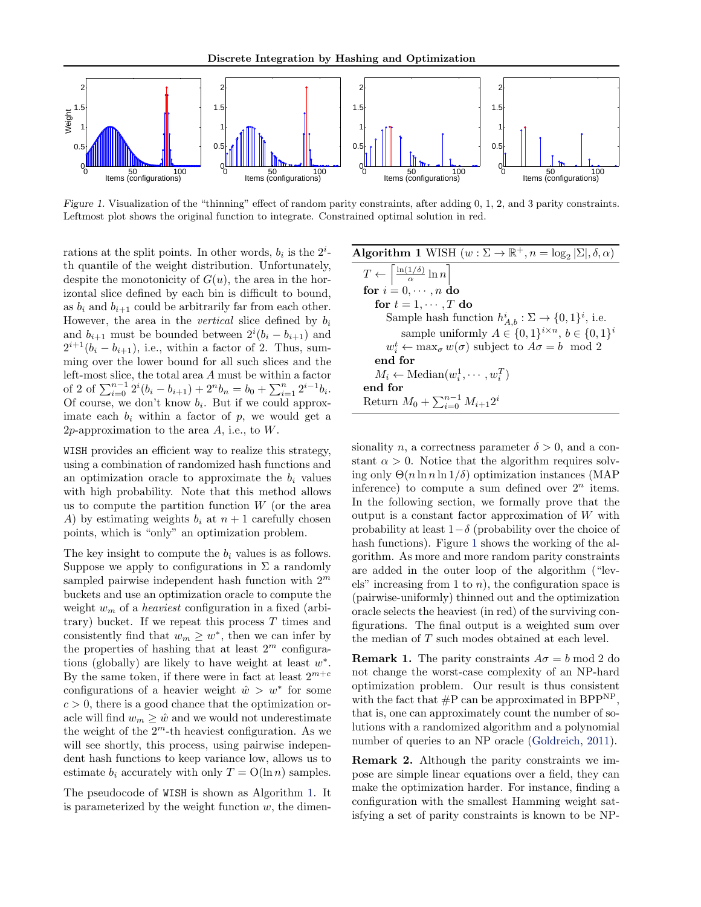Figure 1. Visualization of the "thinning" effect of random parity constraints, after adding 0, 1, 2, and 3 parity constraints. Leftmost plot shows the original function to integrate. Constrained optimal solution in red.

rations at the split points. In other words, $b_i$ is the $2^i$-th quantile of the weight distribution. Unfortunately, despite the monotonicity of $G(u)$, the area in the horizontal slice defined by each bin is difficult to bound, as $b_i$ and $b_{i+1}$ could be arbitrarily far from each other. However, the area in the *vertical* slice defined by $b_i$ and $b_{i+1}$ must be bounded between $2^i(b_i - b_{i+1})$ and $2^{i+1}(b_i - b_{i+1})$, i.e., within a factor of 2. Thus, summing over the lower bound for all such slices and the left-most slice, the total area $A$ must be within a factor of 2 of $\sum_{i=0}^{n-1} 2^i(b_i - b_{i+1}) + 2^n b_n = b_0 + \sum_{i=1}^{n} 2^{i-1} b_i$. Of course, we don't know $b_i$. But if we could approximate each $b_i$ within a factor of $p$, we would get a $2p$-approximation to the area $A$, i.e., to $W$.

WISH provides an efficient way to realize this strategy, using a combination of randomized hash functions and an optimization oracle to approximate the $b_i$ values with high probability. Note that this method allows us to compute the partition function $W$ (or the area $A$) by estimating weights $b_i$ at $n+1$ carefully chosen points, which is "only" an optimization problem.

The key insight to compute the $b_i$ values is as follows. Suppose we apply to configurations in $\Sigma$ a randomly sampled pairwise independent hash function with $2^m$ buckets and use an optimization oracle to compute the weight $w_m$ of a *heaviest* configuration in a fixed (arbitrary) bucket. If we repeat this process $T$ times and consistently find that $w_m \geq w^*$, then we can infer by the properties of hashing that at least $2^m$ configurations (globally) are likely to have weight at least $w^*$. By the same token, if there were in fact at least $2^{m+c}$ configurations of a heavier weight $\hat{w} > w^*$ for some $c > 0$, there is a good chance that the optimization oracle will find $w_m \geq \hat{w}$ and we would not underestimate the weight of the $2^m$-th heaviest configuration. As we will see shortly, this process, using pairwise independent hash functions to keep variance low, allows us to estimate $b_i$ accurately with only $T = \mathrm{O}(\ln n)$ samples.

The pseudocode of WISH is shown as Algorithm 1. It is parameterized by the weight function $w$, the dimensionality $n$, a correctness parameter $\delta > 0$, and a constant $\alpha > 0$. Notice that the algorithm requires solving only $\Theta(n \ln n \ln 1/\delta)$ optimization instances (MAP inference) to compute a sum defined over $2^n$ items. In the following section, we formally prove that the output is a constant factor approximation of $W$ with probability at least $1-\delta$ (probability over the choice of hash functions). Figure 1 shows the working of the algorithm. As more and more random parity constraints are added in the outer loop of the algorithm ("levels" increasing from 1 to $n$), the configuration space is (pairwise-uniformly) thinned out and the optimization oracle selects the heaviest (in red) of the surviving configurations. The final output is a weighted sum over the median of $T$ such modes obtained at each level.

**Algorithm 1** WISH ($w : \Sigma \to \mathbb{R}^+, n = \log_2 |\Sigma|, \delta, \alpha$)

```
T ← ⌈ ln(1/δ)/α · ln n ⌉
for i = 0, ··· , n do
    for t = 1, ··· , T do
        Sample hash function h^i_{A,b} : Σ → {0,1}^i, i.e.
            sample uniformly A ∈ {0,1}^{i×n}, b ∈ {0,1}^i
        w^t_i ← max_σ w(σ) subject to Aσ = b mod 2
    end for
    M_i ← Median(w^1_i, ··· , w^T_i)
end for
Return M_0 + Σ_{i=0}^{n-1} M_{i+1} 2^i
```

**Remark 1.** The parity constraints $A\sigma = b \bmod 2$ do not change the worst-case complexity of an NP-hard optimization problem. Our result is thus consistent with the fact that #P can be approximated in $\mathrm{BPP}^{\mathrm{NP}}$, that is, one can approximately count the number of solutions with a randomized algorithm and a polynomial number of queries to an NP oracle (Goldreich, 2011).

**Remark 2.** Although the parity constraints we impose are simple linear equations over a field, they can make the optimization harder. For instance, finding a configuration with the smallest Hamming weight satisfying a set of parity constraints is known to be NP-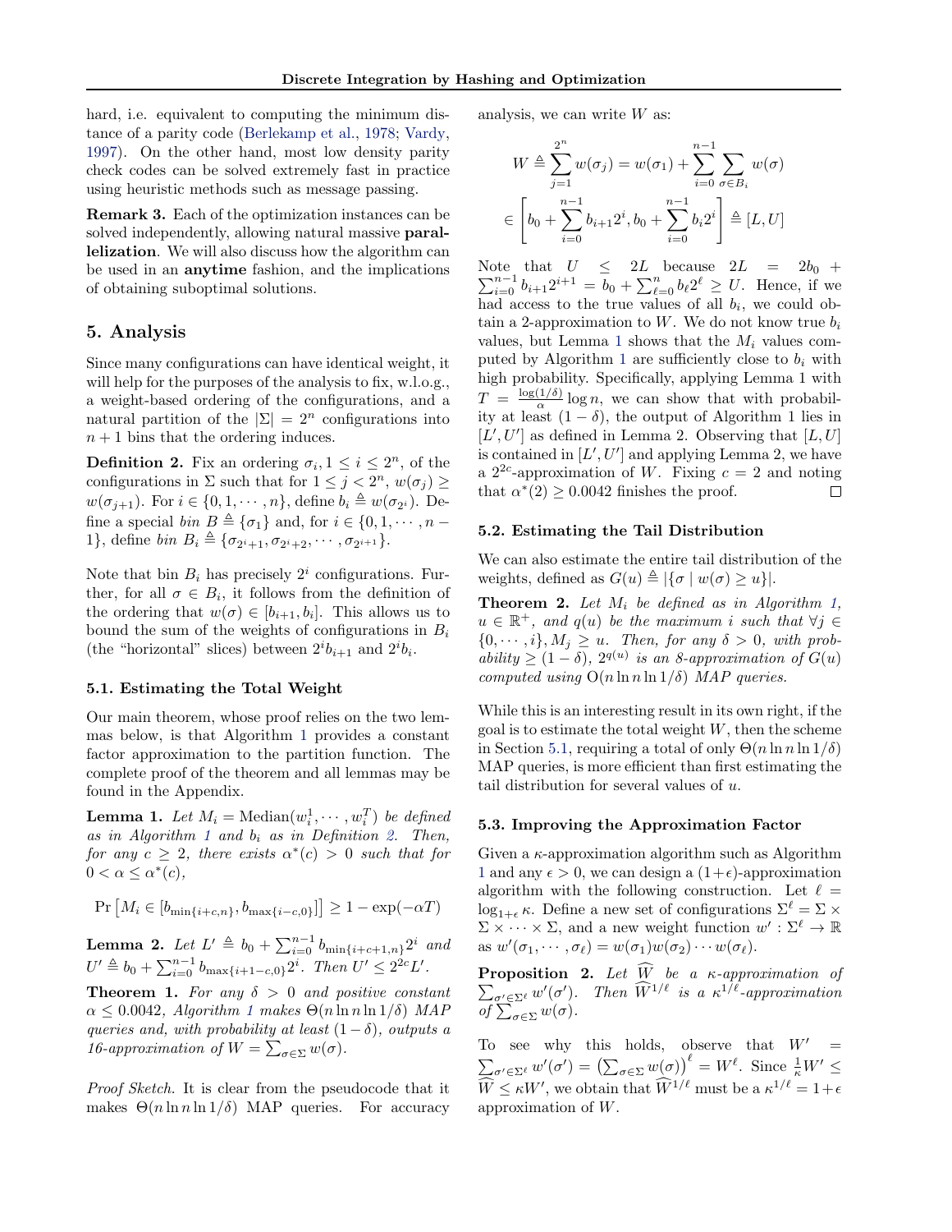hard, i.e. equivalent to computing the minimum distance of a parity code (Berlekamp et al., 1978; Vardy, 1997). On the other hand, most low density parity check codes can be solved extremely fast in practice using heuristic methods such as message passing.

**Remark 3.** Each of the optimization instances can be solved independently, allowing natural massive **parallelization**. We will also discuss how the algorithm can be used in an **anytime** fashion, and the implications of obtaining suboptimal solutions.

## 5. Analysis

Since many configurations can have identical weight, it will help for the purposes of the analysis to fix, w.l.o.g., a weight-based ordering of the configurations, and a natural partition of the $|\Sigma| = 2^n$ configurations into $n+1$ bins that the ordering induces.

**Definition 2.** *Fix an ordering $\sigma_i, 1 \le i \le 2^n$, of the configurations in $\Sigma$ such that for $1 \le j < 2^n$, $w(\sigma_j) \ge w(\sigma_{j+1})$. For $i \in \{0, 1, \cdots, n\}$, define $b_i \triangleq w(\sigma_{2^i})$. Define a special bin $B \triangleq \{\sigma_1\}$ and, for $i \in \{0, 1, \cdots, n-1\}$, define bin $B_i \triangleq \{\sigma_{2^i+1}, \sigma_{2^i+2}, \cdots, \sigma_{2^{i+1}}\}$.*

Note that bin $B_i$ has precisely $2^i$ configurations. Further, for all $\sigma \in B_i$, it follows from the definition of the ordering that $w(\sigma) \in [b_{i+1}, b_i]$. This allows us to bound the sum of the weights of configurations in $B_i$ (the "horizontal" slices) between $2^i b_{i+1}$ and $2^i b_i$.

### 5.1. Estimating the Total Weight

Our main theorem, whose proof relies on the two lemmas below, is that Algorithm 1 provides a constant factor approximation to the partition function. The complete proof of the theorem and all lemmas may be found in the Appendix.

**Lemma 1.** *Let $M_i = \text{Median}(w_i^1, \cdots, w_i^T)$ be defined as in Algorithm 1 and $b_i$ as in Definition 2. Then, for any $c \ge 2$, there exists $\alpha^*(c) > 0$ such that for $0 < \alpha \le \alpha^*(c)$,*

$$\Pr\left[M_i \in [b_{\min\{i+c,n\}}, b_{\max\{i-c,0\}}]\right] \ge 1 - \exp(-\alpha T)$$

**Lemma 2.** *Let $L' \triangleq b_0 + \sum_{i=0}^{n-1} b_{\min\{i+c+1,n\}} 2^i$ and $U' \triangleq b_0 + \sum_{i=0}^{n-1} b_{\max\{i+1-c,0\}} 2^i$. Then $U' \le 2^{2c} L'$.*

**Theorem 1.** *For any $\delta > 0$ and positive constant $\alpha \le 0.0042$, Algorithm 1 makes $\Theta(n \ln n \ln 1/\delta)$ MAP queries and, with probability at least $(1-\delta)$, outputs a 16-approximation of $W = \sum_{\sigma \in \Sigma} w(\sigma)$.*

*Proof Sketch.* It is clear from the pseudocode that it makes $\Theta(n \ln n \ln 1/\delta)$ MAP queries. For accuracy analysis, we can write $W$ as:

$$W \triangleq \sum_{j=1}^{2^n} w(\sigma_j) = w(\sigma_1) + \sum_{i=0}^{n-1} \sum_{\sigma \in B_i} w(\sigma)$$
$$\in \left[ b_0 + \sum_{i=0}^{n-1} b_{i+1} 2^i, b_0 + \sum_{i=0}^{n-1} b_i 2^i \right] \triangleq [L, U]$$

Note that $U \le 2L$ because $2L = 2b_0 + \sum_{i=0}^{n-1} b_{i+1} 2^{i+1} = b_0 + \sum_{\ell=0}^{n} b_\ell 2^\ell \ge U$. Hence, if we had access to the true values of all $b_i$, we could obtain a 2-approximation to $W$. We do not know true $b_i$ values, but Lemma 1 shows that the $M_i$ values computed by Algorithm 1 are sufficiently close to $b_i$ with high probability. Specifically, applying Lemma 1 with $T = \frac{\log(1/\delta)}{\alpha} \log n$, we can show that with probability at least $(1-\delta)$, the output of Algorithm 1 lies in $[L', U']$ as defined in Lemma 2. Observing that $[L, U]$ is contained in $[L', U']$ and applying Lemma 2, we have a $2^{2c}$-approximation of $W$. Fixing $c = 2$ and noting that $\alpha^*(2) \ge 0.0042$ finishes the proof. □

### 5.2. Estimating the Tail Distribution

We can also estimate the entire tail distribution of the weights, defined as $G(u) \triangleq |\{\sigma \mid w(\sigma) \ge u\}|$.

**Theorem 2.** *Let $M_i$ be defined as in Algorithm 1, $u \in \mathbb{R}^+$, and $q(u)$ be the maximum $i$ such that $\forall j \in \{0, \cdots, i\}, M_j \ge u$. Then, for any $\delta > 0$, with probability $\ge (1-\delta)$, $2^{q(u)}$ is an 8-approximation of $G(u)$ computed using $O(n \ln n \ln 1/\delta)$ MAP queries.*

While this is an interesting result in its own right, if the goal is to estimate the total weight $W$, then the scheme in Section 5.1, requiring a total of only $\Theta(n \ln n \ln 1/\delta)$ MAP queries, is more efficient than first estimating the tail distribution for several values of $u$.

### 5.3. Improving the Approximation Factor

Given a $\kappa$-approximation algorithm such as Algorithm 1 and any $\epsilon > 0$, we can design a $(1+\epsilon)$-approximation algorithm with the following construction. Let $\ell = \log_{1+\epsilon} \kappa$. Define a new set of configurations $\Sigma^\ell = \Sigma \times \Sigma \times \cdots \times \Sigma$, and a new weight function $w' : \Sigma^\ell \to \mathbb{R}$ as $w'(\sigma_1, \cdots, \sigma_\ell) = w(\sigma_1) w(\sigma_2) \cdots w(\sigma_\ell)$.

**Proposition 2.** *Let $\widehat{W}$ be a $\kappa$-approximation of $\sum_{\sigma' \in \Sigma^\ell} w'(\sigma')$. Then $\widehat{W}^{1/\ell}$ is a $\kappa^{1/\ell}$-approximation of $\sum_{\sigma \in \Sigma} w(\sigma)$.*

To see why this holds, observe that $W' = \sum_{\sigma' \in \Sigma^\ell} w'(\sigma') = \left(\sum_{\sigma \in \Sigma} w(\sigma)\right)^\ell = W^\ell$. Since $\frac{1}{\kappa} W' \le \widehat{W} \le \kappa W'$, we obtain that $\widehat{W}^{1/\ell}$ must be a $\kappa^{1/\ell} = 1+\epsilon$ approximation of $W$.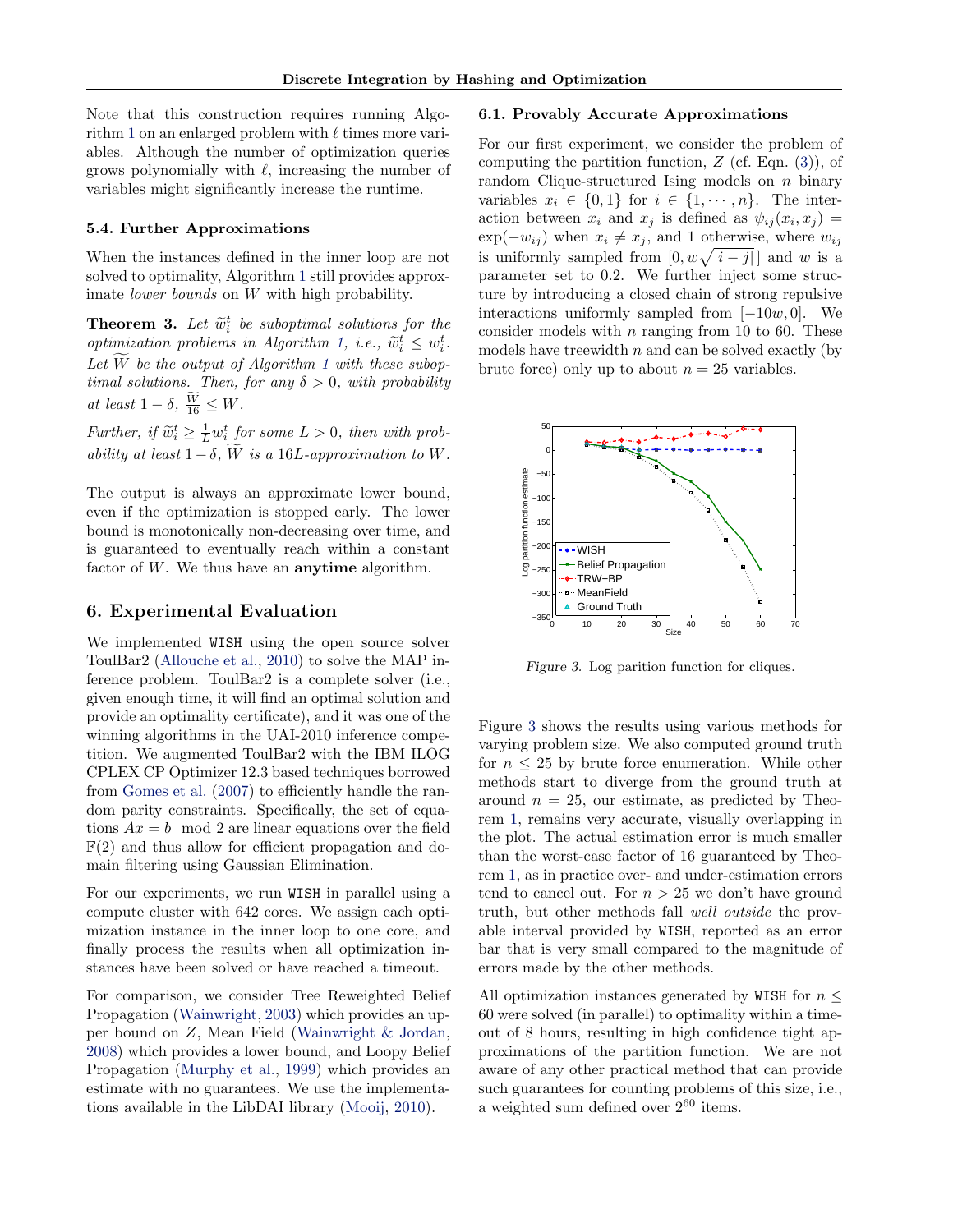Note that this construction requires running Algorithm 1 on an enlarged problem with $\ell$ times more variables. Although the number of optimization queries grows polynomially with $\ell$, increasing the number of variables might significantly increase the runtime.

### 5.4. Further Approximations

When the instances defined in the inner loop are not solved to optimality, Algorithm 1 still provides approximate *lower bounds* on $W$ with high probability.

**Theorem 3.** *Let $\widetilde{w}_i^t$ be suboptimal solutions for the optimization problems in Algorithm 1, i.e., $\widetilde{w}_i^t \leq w_i^t$. Let $\widetilde{W}$ be the output of Algorithm 1 with these suboptimal solutions. Then, for any $\delta > 0$, with probability at least $1 - \delta$, $\frac{\widetilde{W}}{16} \leq W$.*

*Further, if $\widetilde{w}_i^t \geq \frac{1}{L} w_i^t$ for some $L > 0$, then with probability at least $1 - \delta$, $\widetilde{W}$ is a $16L$-approximation to $W$.*

The output is always an approximate lower bound, even if the optimization is stopped early. The lower bound is monotonically non-decreasing over time, and is guaranteed to eventually reach within a constant factor of $W$. We thus have an **anytime** algorithm.

## 6. Experimental Evaluation

We implemented WISH using the open source solver ToulBar2 (Allouche et al., 2010) to solve the MAP inference problem. ToulBar2 is a complete solver (i.e., given enough time, it will find an optimal solution and provide an optimality certificate), and it was one of the winning algorithms in the UAI-2010 inference competition. We augmented ToulBar2 with the IBM ILOG CPLEX CP Optimizer 12.3 based techniques borrowed from Gomes et al. (2007) to efficiently handle the random parity constraints. Specifically, the set of equations $Ax = b \mod 2$ are linear equations over the field $\mathbb{F}(2)$ and thus allow for efficient propagation and domain filtering using Gaussian Elimination.

For our experiments, we run WISH in parallel using a compute cluster with 642 cores. We assign each optimization instance in the inner loop to one core, and finally process the results when all optimization instances have been solved or have reached a timeout.

For comparison, we consider Tree Reweighted Belief Propagation (Wainwright, 2003) which provides an upper bound on $Z$, Mean Field (Wainwright & Jordan, 2008) which provides a lower bound, and Loopy Belief Propagation (Murphy et al., 1999) which provides an estimate with no guarantees. We use the implementations available in the LibDAI library (Mooij, 2010).

### 6.1. Provably Accurate Approximations

For our first experiment, we consider the problem of computing the partition function, $Z$ (cf. Eqn. (3)), of random Clique-structured Ising models on $n$ binary variables $x_i \in \{0, 1\}$ for $i \in \{1, \cdots, n\}$. The interaction between $x_i$ and $x_j$ is defined as $\psi_{ij}(x_i, x_j) = \exp(-w_{ij})$ when $x_i \neq x_j$, and 1 otherwise, where $w_{ij}$ is uniformly sampled from $[0, w\sqrt{|i - j|}]$ and $w$ is a parameter set to 0.2. We further inject some structure by introducing a closed chain of strong repulsive interactions uniformly sampled from $[-10w, 0]$. We consider models with $n$ ranging from 10 to 60. These models have treewidth $n$ and can be solved exactly (by brute force) only up to about $n = 25$ variables.

*Figure 3.* Log parition function for cliques.

Figure 3 shows the results using various methods for varying problem size. We also computed ground truth for $n \leq 25$ by brute force enumeration. While other methods start to diverge from the ground truth at around $n = 25$, our estimate, as predicted by Theorem 1, remains very accurate, visually overlapping in the plot. The actual estimation error is much smaller than the worst-case factor of 16 guaranteed by Theorem 1, as in practice over- and under-estimation errors tend to cancel out. For $n > 25$ we don't have ground truth, but other methods fall *well outside* the provable interval provided by WISH, reported as an error bar that is very small compared to the magnitude of errors made by the other methods.

All optimization instances generated by WISH for $n \leq 60$ were solved (in parallel) to optimality within a timeout of 8 hours, resulting in high confidence tight approximations of the partition function. We are not aware of any other practical method that can provide such guarantees for counting problems of this size, i.e., a weighted sum defined over $2^{60}$ items.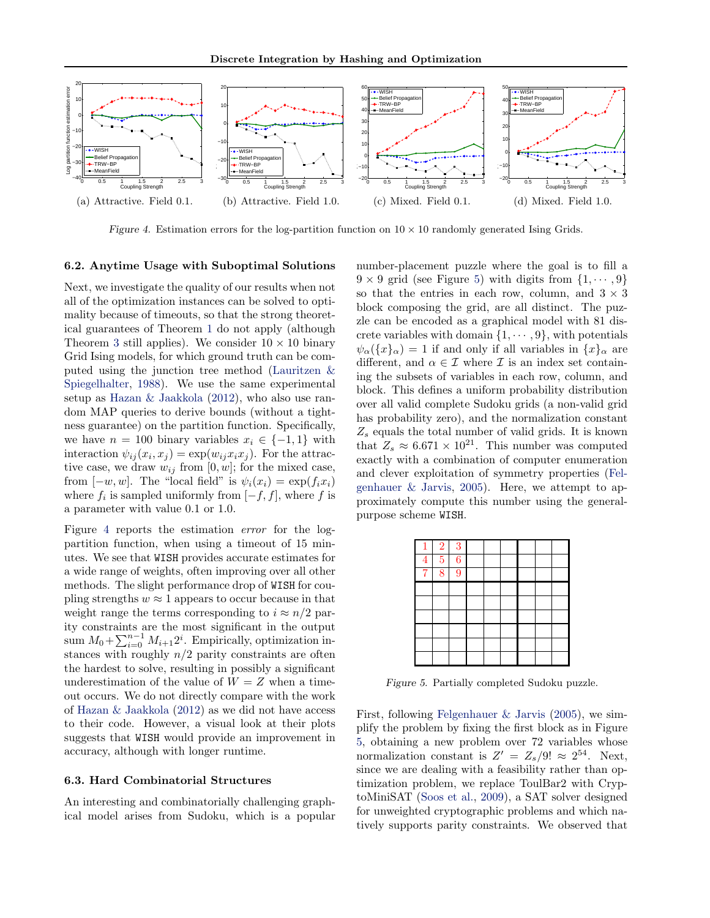(a) Attractive. Field 0.1. (b) Attractive. Field 1.0. (c) Mixed. Field 0.1. (d) Mixed. Field 1.0.

*Figure 4.* Estimation errors for the log-partition function on $10 \times 10$ randomly generated Ising Grids.

### 6.2. Anytime Usage with Suboptimal Solutions

Next, we investigate the quality of our results when not all of the optimization instances can be solved to optimality because of timeouts, so that the strong theoretical guarantees of Theorem 1 do not apply (although Theorem 3 still applies). We consider $10 \times 10$ binary Grid Ising models, for which ground truth can be computed using the junction tree method (Lauritzen & Spiegelhalter, 1988). We use the same experimental setup as Hazan & Jaakkola (2012), who also use random MAP queries to derive bounds (without a tightness guarantee) on the partition function. Specifically, we have $n = 100$ binary variables $x_i \in \{-1, 1\}$ with interaction $\psi_{ij}(x_i, x_j) = \exp(w_{ij} x_i x_j)$. For the attractive case, we draw $w_{ij}$ from $[0, w]$; for the mixed case, from $[-w, w]$. The "local field" is $\psi_i(x_i) = \exp(f_i x_i)$ where $f_i$ is sampled uniformly from $[-f, f]$, where $f$ is a parameter with value 0.1 or 1.0.

Figure 4 reports the estimation *error* for the log-partition function, when using a timeout of 15 minutes. We see that WISH provides accurate estimates for a wide range of weights, often improving over all other methods. The slight performance drop of WISH for coupling strengths $w \approx 1$ appears to occur because in that weight range the terms corresponding to $i \approx n/2$ parity constraints are the most significant in the output sum $M_0 + \sum_{i=0}^{n-1} M_{i+1} 2^i$. Empirically, optimization instances with roughly $n/2$ parity constraints are often the hardest to solve, resulting in possibly a significant underestimation of the value of $W = Z$ when a timeout occurs. We do not directly compare with the work of Hazan & Jaakkola (2012) as we did not have access to their code. However, a visual look at their plots suggests that WISH would provide an improvement in accuracy, although with longer runtime.

### 6.3. Hard Combinatorial Structures

An interesting and combinatorially challenging graphical model arises from Sudoku, which is a popular number-placement puzzle where the goal is to fill a $9 \times 9$ grid (see Figure 5) with digits from $\{1, \cdots, 9\}$ so that the entries in each row, column, and $3 \times 3$ block composing the grid, are all distinct. The puzzle can be encoded as a graphical model with 81 discrete variables with domain $\{1, \cdots, 9\}$, with potentials $\psi_\alpha(\{x\}_\alpha) = 1$ if and only if all variables in $\{x\}_\alpha$ are different, and $\alpha \in \mathcal{I}$ where $\mathcal{I}$ is an index set containing the subsets of variables in each row, column, and block. This defines a uniform probability distribution over all valid complete Sudoku grids (a non-valid grid has probability zero), and the normalization constant $Z_s$ equals the total number of valid grids. It is known that $Z_s \approx 6.671 \times 10^{21}$. This number was computed exactly with a combination of computer enumeration and clever exploitation of symmetry properties (Felgenhauer & Jarvis, 2005). Here, we attempt to approximately compute this number using the general-purpose scheme WISH.

| 1 | 2 | 3 | | | | | | |
|---|---|---|---|---|---|---|---|---|
| 4 | 5 | 6 | | | | | | |
| 7 | 8 | 9 | | | | | | |
| | | | | | | | | |
| | | | | | | | | |
| | | | | | | | | |
| | | | | | | | | |
| | | | | | | | | |
| | | | | | | | | |

*Figure 5.* Partially completed Sudoku puzzle.

First, following Felgenhauer & Jarvis (2005), we simplify the problem by fixing the first block as in Figure 5, obtaining a new problem over 72 variables whose normalization constant is $Z' = Z_s/9! \approx 2^{54}$. Next, since we are dealing with a feasibility rather than optimization problem, we replace ToulBar2 with CryptoMiniSAT (Soos et al., 2009), a SAT solver designed for unweighted cryptographic problems and which natively supports parity constraints. We observed that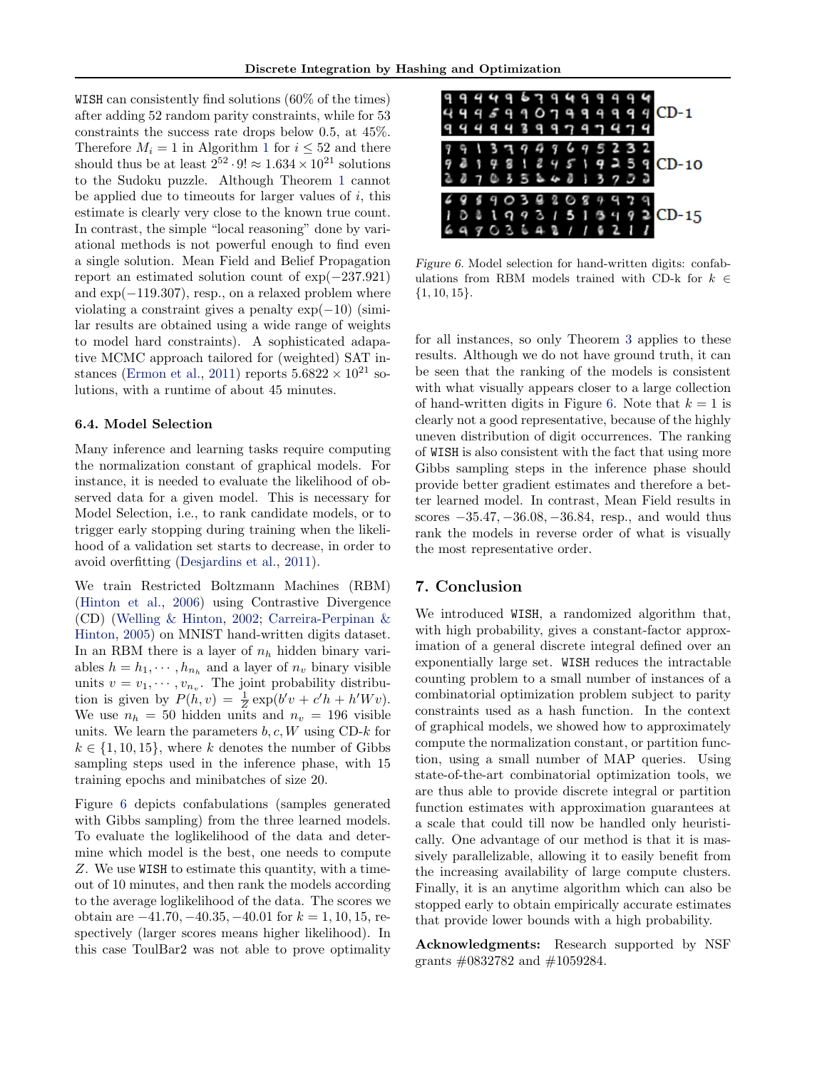WISH can consistently find solutions (60% of the times) after adding 52 random parity constraints, while for 53 constraints the success rate drops below 0.5, at 45%. Therefore $M_i = 1$ in Algorithm 1 for $i \leq 52$ and there should thus be at least $2^{52} \cdot 9! \approx 1.634 \times 10^{21}$ solutions to the Sudoku puzzle. Although Theorem 1 cannot be applied due to timeouts for larger values of $i$, this estimate is clearly very close to the known true count. In contrast, the simple "local reasoning" done by variational methods is not powerful enough to find even a single solution. Mean Field and Belief Propagation report an estimated solution count of $\exp(-237.921)$ and $\exp(-119.307)$, resp., on a relaxed problem where violating a constraint gives a penalty $\exp(-10)$ (similar results are obtained using a wide range of weights to model hard constraints). A sophisticated adapative MCMC approach tailored for (weighted) SAT instances (Ermon et al., 2011) reports $5.6822 \times 10^{21}$ solutions, with a runtime of about 45 minutes.

### 6.4. Model Selection

Many inference and learning tasks require computing the normalization constant of graphical models. For instance, it is needed to evaluate the likelihood of observed data for a given model. This is necessary for Model Selection, i.e., to rank candidate models, or to trigger early stopping during training when the likelihood of a validation set starts to decrease, in order to avoid overfitting (Desjardins et al., 2011).

We train Restricted Boltzmann Machines (RBM) (Hinton et al., 2006) using Contrastive Divergence (CD) (Welling & Hinton, 2002; Carreira-Perpinan & Hinton, 2005) on MNIST hand-written digits dataset. In an RBM there is a layer of $n_h$ hidden binary variables $h = h_1, \cdots, h_{n_h}$ and a layer of $n_v$ binary visible units $v = v_1, \cdots, v_{n_v}$. The joint probability distribution is given by $P(h, v) = \frac{1}{Z} \exp(b'v + c'h + h'Wv)$. We use $n_h = 50$ hidden units and $n_v = 196$ visible units. We learn the parameters $b, c, W$ using CD-$k$ for $k \in \{1, 10, 15\}$, where $k$ denotes the number of Gibbs sampling steps used in the inference phase, with 15 training epochs and minibatches of size 20.

Figure 6 depicts confabulations (samples generated with Gibbs sampling) from the three learned models. To evaluate the loglikelihood of the data and determine which model is the best, one needs to compute $Z$. We use WISH to estimate this quantity, with a timeout of 10 minutes, and then rank the models according to the average loglikelihood of the data. The scores we obtain are $-41.70, -40.35, -40.01$ for $k = 1, 10, 15$, respectively (larger scores means higher likelihood). In this case ToulBar2 was not able to prove optimality for all instances, so only Theorem 3 applies to these results. Although we do not have ground truth, it can be seen that the ranking of the models is consistent with what visually appears closer to a large collection of hand-written digits in Figure 6. Note that $k = 1$ is clearly not a good representative, because of the highly uneven distribution of digit occurrences. The ranking of WISH is also consistent with the fact that using more Gibbs sampling steps in the inference phase should provide better gradient estimates and therefore a better learned model. In contrast, Mean Field results in scores $-35.47, -36.08, -36.84$, resp., and would thus rank the models in reverse order of what is visually the most representative order.

*Figure 6.* Model selection for hand-written digits: confabulations from RBM models trained with CD-k for $k \in \{1, 10, 15\}$.

## 7. Conclusion

We introduced WISH, a randomized algorithm that, with high probability, gives a constant-factor approximation of a general discrete integral defined over an exponentially large set. WISH reduces the intractable counting problem to a small number of instances of a combinatorial optimization problem subject to parity constraints used as a hash function. In the context of graphical models, we showed how to approximately compute the normalization constant, or partition function, using a small number of MAP queries. Using state-of-the-art combinatorial optimization tools, we are thus able to provide discrete integral or partition function estimates with approximation guarantees at a scale that could till now be handled only heuristically. One advantage of our method is that it is massively parallelizable, allowing it to easily benefit from the increasing availability of large compute clusters. Finally, it is an anytime algorithm which can also be stopped early to obtain empirically accurate estimates that provide lower bounds with a high probability.

**Acknowledgments:** Research supported by NSF grants #0832782 and #1059284.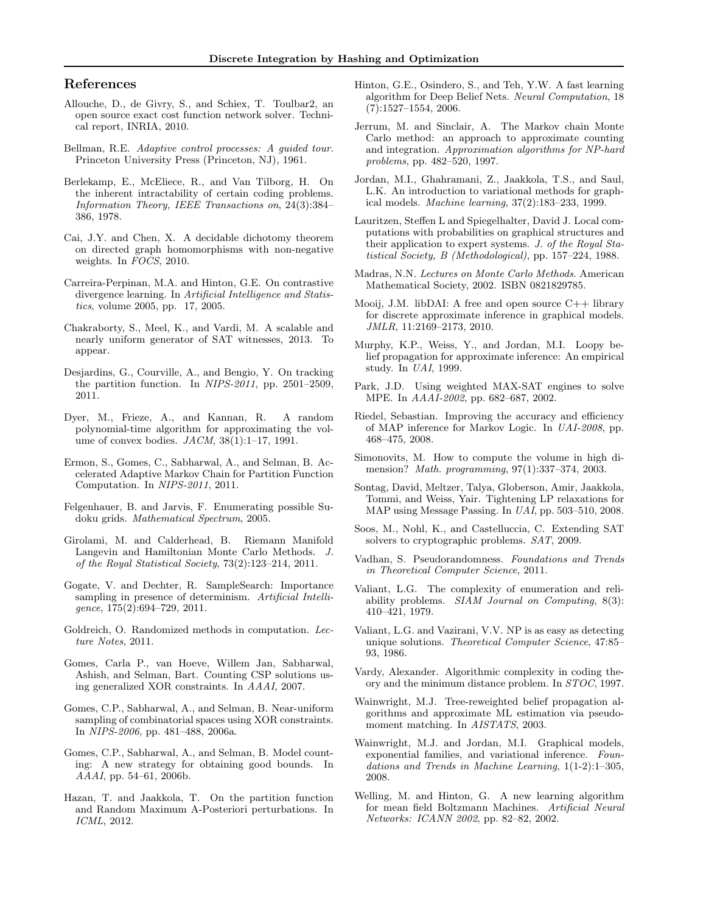## References

Allouche, D., de Givry, S., and Schiex, T. Toulbar2, an open source exact cost function network solver. Technical report, INRIA, 2010.

Bellman, R.E. *Adaptive control processes: A guided tour*. Princeton University Press (Princeton, NJ), 1961.

Berlekamp, E., McEliece, R., and Van Tilborg, H. On the inherent intractability of certain coding problems. *Information Theory, IEEE Transactions on*, 24(3):384–386, 1978.

Cai, J.Y. and Chen, X. A decidable dichotomy theorem on directed graph homomorphisms with non-negative weights. In *FOCS*, 2010.

Carreira-Perpinan, M.A. and Hinton, G.E. On contrastive divergence learning. In *Artificial Intelligence and Statistics*, volume 2005, pp. 17, 2005.

Chakraborty, S., Meel, K., and Vardi, M. A scalable and nearly uniform generator of SAT witnesses, 2013. To appear.

Desjardins, G., Courville, A., and Bengio, Y. On tracking the partition function. In *NIPS-2011*, pp. 2501–2509, 2011.

Dyer, M., Frieze, A., and Kannan, R. A random polynomial-time algorithm for approximating the volume of convex bodies. *JACM*, 38(1):1–17, 1991.

Ermon, S., Gomes, C., Sabharwal, A., and Selman, B. Accelerated Adaptive Markov Chain for Partition Function Computation. In *NIPS-2011*, 2011.

Felgenhauer, B. and Jarvis, F. Enumerating possible Sudoku grids. *Mathematical Spectrum*, 2005.

Girolami, M. and Calderhead, B. Riemann Manifold Langevin and Hamiltonian Monte Carlo Methods. *J. of the Royal Statistical Society*, 73(2):123–214, 2011.

Gogate, V. and Dechter, R. SampleSearch: Importance sampling in presence of determinism. *Artificial Intelligence*, 175(2):694–729, 2011.

Goldreich, O. Randomized methods in computation. *Lecture Notes*, 2011.

Gomes, Carla P., van Hoeve, Willem Jan, Sabharwal, Ashish, and Selman, Bart. Counting CSP solutions using generalized XOR constraints. In *AAAI*, 2007.

Gomes, C.P., Sabharwal, A., and Selman, B. Near-uniform sampling of combinatorial spaces using XOR constraints. In *NIPS-2006*, pp. 481–488, 2006a.

Gomes, C.P., Sabharwal, A., and Selman, B. Model counting: A new strategy for obtaining good bounds. In *AAAI*, pp. 54–61, 2006b.

Hazan, T. and Jaakkola, T. On the partition function and Random Maximum A-Posteriori perturbations. In *ICML*, 2012.

Hinton, G.E., Osindero, S., and Teh, Y.W. A fast learning algorithm for Deep Belief Nets. *Neural Computation*, 18 (7):1527–1554, 2006.

Jerrum, M. and Sinclair, A. The Markov chain Monte Carlo method: an approach to approximate counting and integration. *Approximation algorithms for NP-hard problems*, pp. 482–520, 1997.

Jordan, M.I., Ghahramani, Z., Jaakkola, T.S., and Saul, L.K. An introduction to variational methods for graphical models. *Machine learning*, 37(2):183–233, 1999.

Lauritzen, Steffen L and Spiegelhalter, David J. Local computations with probabilities on graphical structures and their application to expert systems. *J. of the Royal Statistical Society, B (Methodological)*, pp. 157–224, 1988.

Madras, N.N. *Lectures on Monte Carlo Methods*. American Mathematical Society, 2002. ISBN 0821829785.

Mooij, J.M. libDAI: A free and open source C++ library for discrete approximate inference in graphical models. *JMLR*, 11:2169–2173, 2010.

Murphy, K.P., Weiss, Y., and Jordan, M.I. Loopy belief propagation for approximate inference: An empirical study. In *UAI*, 1999.

Park, J.D. Using weighted MAX-SAT engines to solve MPE. In *AAAI-2002*, pp. 682–687, 2002.

Riedel, Sebastian. Improving the accuracy and efficiency of MAP inference for Markov Logic. In *UAI-2008*, pp. 468–475, 2008.

Simonovits, M. How to compute the volume in high dimension? *Math. programming*, 97(1):337–374, 2003.

Sontag, David, Meltzer, Talya, Globerson, Amir, Jaakkola, Tommi, and Weiss, Yair. Tightening LP relaxations for MAP using Message Passing. In *UAI*, pp. 503–510, 2008.

Soos, M., Nohl, K., and Castelluccia, C. Extending SAT solvers to cryptographic problems. *SAT*, 2009.

Vadhan, S. Pseudorandomness. *Foundations and Trends in Theoretical Computer Science*, 2011.

Valiant, L.G. The complexity of enumeration and reliability problems. *SIAM Journal on Computing*, 8(3): 410–421, 1979.

Valiant, L.G. and Vazirani, V.V. NP is as easy as detecting unique solutions. *Theoretical Computer Science*, 47:85–93, 1986.

Vardy, Alexander. Algorithmic complexity in coding theory and the minimum distance problem. In *STOC*, 1997.

Wainwright, M.J. Tree-reweighted belief propagation algorithms and approximate ML estimation via pseudo-moment matching. In *AISTATS*, 2003.

Wainwright, M.J. and Jordan, M.I. Graphical models, exponential families, and variational inference. *Foundations and Trends in Machine Learning*, 1(1-2):1–305, 2008.

Welling, M. and Hinton, G. A new learning algorithm for mean field Boltzmann Machines. *Artificial Neural Networks: ICANN 2002*, pp. 82–82, 2002.